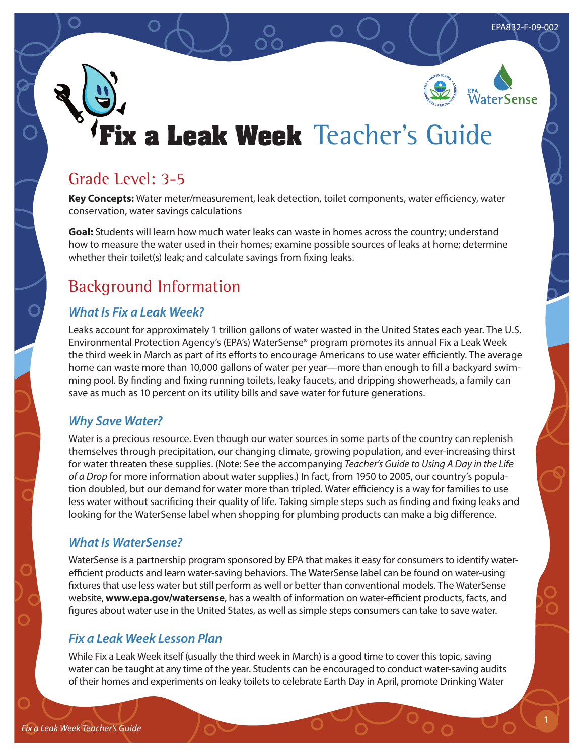EPA832-F-09-002

# Fix a Leak Week Teacher's Guide

## Grade Level: 3-5

**Key Concepts:** Water meter/measurement, leak detection, toilet components, water efficiency, water conservation, water savings calculations

**Goal:** Students will learn how much water leaks can waste in homes across the country; understand how to measure the water used in their homes; examine possible sources of leaks at home; determine whether their toilet(s) leak; and calculate savings from fixing leaks.

## Background Information

### *What Is Fix a Leak Week?*

Leaks account for approximately 1 trillion gallons of water wasted in the United States each year. The U.S. Environmental Protection Agency's (EPA's) WaterSense® program promotes its annual Fix a Leak Week the third week in March as part of its efforts to encourage Americans to use water efficiently. The average home can waste more than 10,000 gallons of water per year—more than enough to fill a backyard swimming pool. By finding and fixing running toilets, leaky faucets, and dripping showerheads, a family can save as much as 10 percent on its utility bills and save water for future generations.

### *Why Save Water?*

Water is a precious resource. Even though our water sources in some parts of the country can replenish themselves through precipitation, our changing climate, growing population, and ever-increasing thirst for water threaten these supplies. (Note: See the accompanying *Teacher's Guide to Using A Day in the Life of a Drop* for more information about water supplies.) In fact, from 1950 to 2005, our country's population doubled, but our demand for water more than tripled. Water efficiency is a way for families to use less water without sacrificing their quality of life. Taking simple steps such as finding and fixing leaks and looking for the WaterSense label when shopping for plumbing products can make a big difference.

### *What Is WaterSense?*

WaterSense is a partnership program sponsored by EPA that makes it easy for consumers to identify water-efficient products and learn water-saving behaviors. The WaterSense label can be found on water-using fixtures that use less water but still perform as well or better than conventional models. The WaterSense website, **www.epa.gov/watersense**, has a wealth of information on water-efficient products, facts, and figures about water use in the United States, as well as simple steps consumers can take to save water.

### *Fix a Leak Week Lesson Plan*

While Fix a Leak Week itself (usually the third week in March) is a good time to cover this topic, saving water can be taught at any time of the year. Students can be encouraged to conduct water-saving audits of their homes and experiments on leaky toilets to celebrate Earth Day in April, promote Drinking Water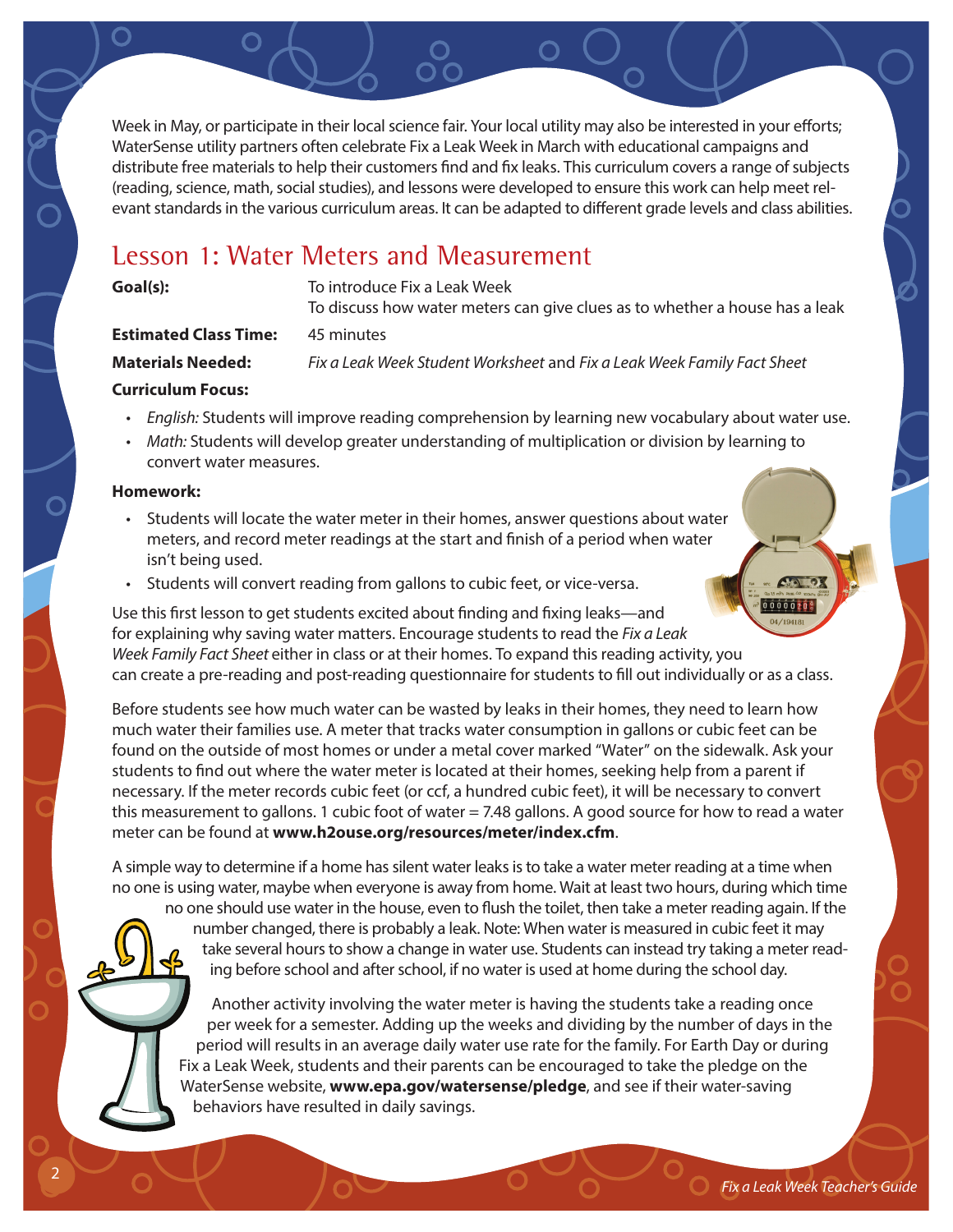Week in May, or participate in their local science fair. Your local utility may also be interested in your efforts; WaterSense utility partners often celebrate Fix a Leak Week in March with educational campaigns and distribute free materials to help their customers find and fix leaks. This curriculum covers a range of subjects (reading, science, math, social studies), and lessons were developed to ensure this work can help meet relevant standards in the various curriculum areas. It can be adapted to different grade levels and class abilities.

## Lesson 1: Water Meters and Measurement

**Goal(s):** To introduce Fix a Leak Week
To discuss how water meters can give clues as to whether a house has a leak

**Estimated Class Time:** 45 minutes

**Materials Needed:** *Fix a Leak Week Student Worksheet* and *Fix a Leak Week Family Fact Sheet*

**Curriculum Focus:**

- *English:* Students will improve reading comprehension by learning new vocabulary about water use.
- *Math:* Students will develop greater understanding of multiplication or division by learning to convert water measures.

**Homework:**

- Students will locate the water meter in their homes, answer questions about water meters, and record meter readings at the start and finish of a period when water isn't being used.
- Students will convert reading from gallons to cubic feet, or vice-versa.

Use this first lesson to get students excited about finding and fixing leaks—and for explaining why saving water matters. Encourage students to read the *Fix a Leak Week Family Fact Sheet* either in class or at their homes. To expand this reading activity, you can create a pre-reading and post-reading questionnaire for students to fill out individually or as a class.

Before students see how much water can be wasted by leaks in their homes, they need to learn how much water their families use. A meter that tracks water consumption in gallons or cubic feet can be found on the outside of most homes or under a metal cover marked "Water" on the sidewalk. Ask your students to find out where the water meter is located at their homes, seeking help from a parent if necessary. If the meter records cubic feet (or ccf, a hundred cubic feet), it will be necessary to convert this measurement to gallons. 1 cubic foot of water = 7.48 gallons. A good source for how to read a water meter can be found at **www.h2ouse.org/resources/meter/index.cfm**.

A simple way to determine if a home has silent water leaks is to take a water meter reading at a time when no one is using water, maybe when everyone is away from home. Wait at least two hours, during which time no one should use water in the house, even to flush the toilet, then take a meter reading again. If the number changed, there is probably a leak. Note: When water is measured in cubic feet it may take several hours to show a change in water use. Students can instead try taking a meter reading before school and after school, if no water is used at home during the school day.

Another activity involving the water meter is having the students take a reading once per week for a semester. Adding up the weeks and dividing by the number of days in the period will results in an average daily water use rate for the family. For Earth Day or during Fix a Leak Week, students and their parents can be encouraged to take the pledge on the WaterSense website, **www.epa.gov/watersense/pledge**, and see if their water-saving behaviors have resulted in daily savings.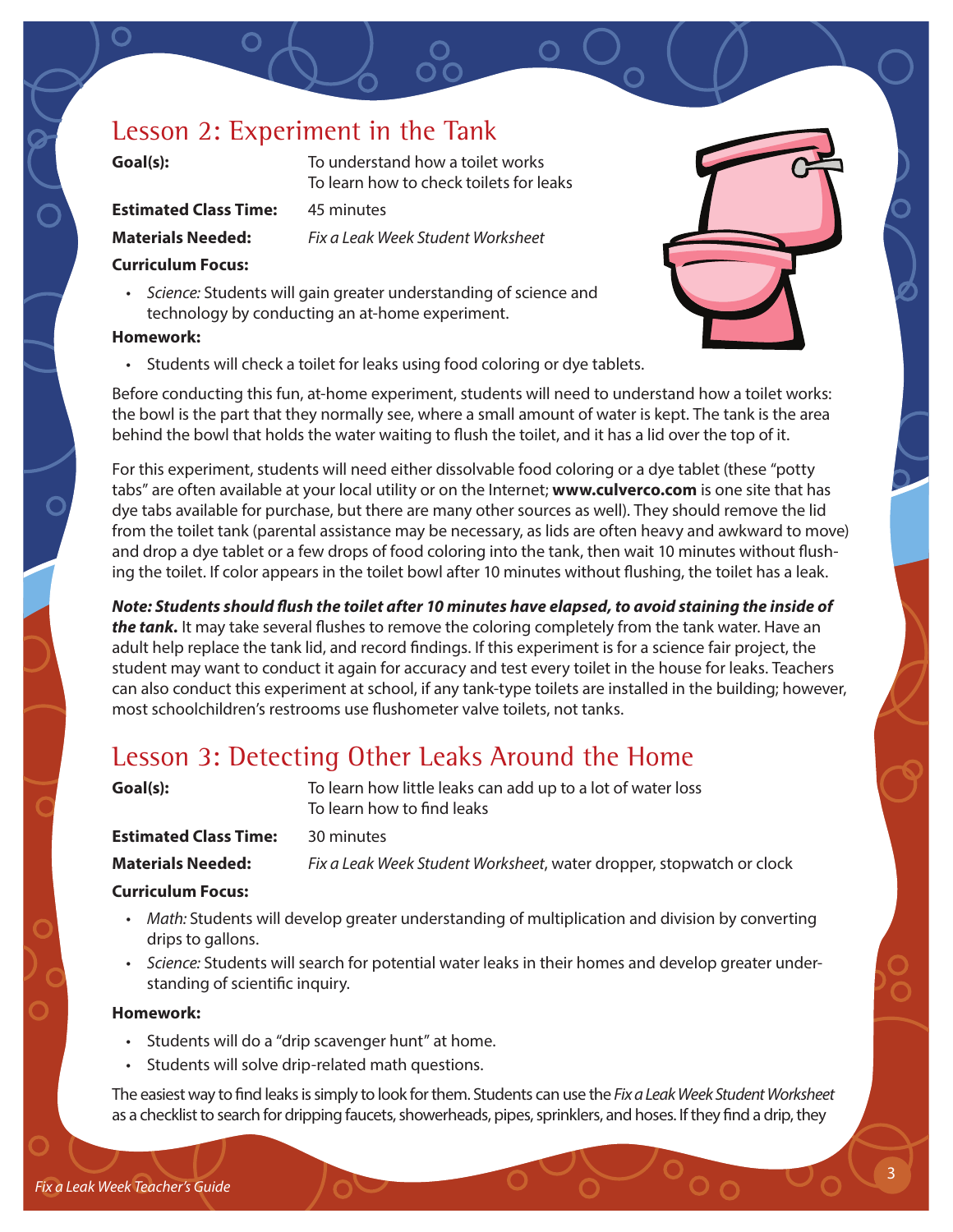## Lesson 2: Experiment in the Tank

**Goal(s):** To understand how a toilet works
To learn how to check toilets for leaks

**Estimated Class Time:** 45 minutes

**Materials Needed:** *Fix a Leak Week Student Worksheet*

**Curriculum Focus:**

- *Science:* Students will gain greater understanding of science and technology by conducting an at-home experiment.

**Homework:**

- Students will check a toilet for leaks using food coloring or dye tablets.

Before conducting this fun, at-home experiment, students will need to understand how a toilet works: the bowl is the part that they normally see, where a small amount of water is kept. The tank is the area behind the bowl that holds the water waiting to flush the toilet, and it has a lid over the top of it.

For this experiment, students will need either dissolvable food coloring or a dye tablet (these "potty tabs" are often available at your local utility or on the Internet; **www.culverco.com** is one site that has dye tabs available for purchase, but there are many other sources as well). They should remove the lid from the toilet tank (parental assistance may be necessary, as lids are often heavy and awkward to move) and drop a dye tablet or a few drops of food coloring into the tank, then wait 10 minutes without flushing the toilet. If color appears in the toilet bowl after 10 minutes without flushing, the toilet has a leak.

***Note: Students should flush the toilet after 10 minutes have elapsed, to avoid staining the inside of the tank.*** It may take several flushes to remove the coloring completely from the tank water. Have an adult help replace the tank lid, and record findings. If this experiment is for a science fair project, the student may want to conduct it again for accuracy and test every toilet in the house for leaks. Teachers can also conduct this experiment at school, if any tank-type toilets are installed in the building; however, most schoolchildren's restrooms use flushometer valve toilets, not tanks.

## Lesson 3: Detecting Other Leaks Around the Home

**Goal(s):** To learn how little leaks can add up to a lot of water loss
To learn how to find leaks

**Estimated Class Time:** 30 minutes

**Materials Needed:** *Fix a Leak Week Student Worksheet*, water dropper, stopwatch or clock

**Curriculum Focus:**

- *Math:* Students will develop greater understanding of multiplication and division by converting drips to gallons.
- *Science:* Students will search for potential water leaks in their homes and develop greater understanding of scientific inquiry.

**Homework:**

- Students will do a "drip scavenger hunt" at home.
- Students will solve drip-related math questions.

The easiest way to find leaks is simply to look for them. Students can use the *Fix a Leak Week Student Worksheet* as a checklist to search for dripping faucets, showerheads, pipes, sprinklers, and hoses. If they find a drip, they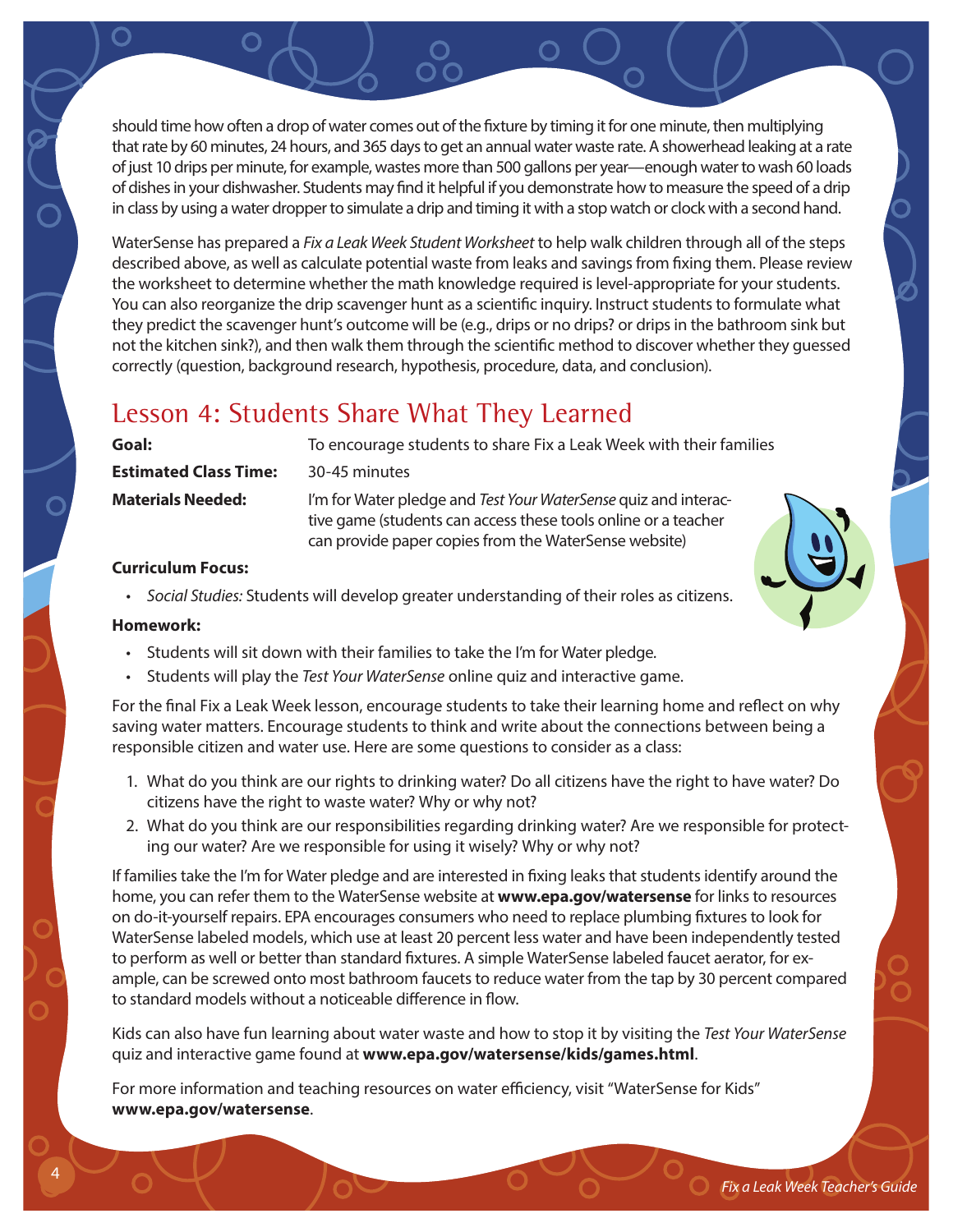should time how often a drop of water comes out of the fixture by timing it for one minute, then multiplying that rate by 60 minutes, 24 hours, and 365 days to get an annual water waste rate. A showerhead leaking at a rate of just 10 drips per minute, for example, wastes more than 500 gallons per year—enough water to wash 60 loads of dishes in your dishwasher. Students may find it helpful if you demonstrate how to measure the speed of a drip in class by using a water dropper to simulate a drip and timing it with a stop watch or clock with a second hand.

WaterSense has prepared a *Fix a Leak Week Student Worksheet* to help walk children through all of the steps described above, as well as calculate potential waste from leaks and savings from fixing them. Please review the worksheet to determine whether the math knowledge required is level-appropriate for your students. You can also reorganize the drip scavenger hunt as a scientific inquiry. Instruct students to formulate what they predict the scavenger hunt's outcome will be (e.g., drips or no drips? or drips in the bathroom sink but not the kitchen sink?), and then walk them through the scientific method to discover whether they guessed correctly (question, background research, hypothesis, procedure, data, and conclusion).

## Lesson 4: Students Share What They Learned

**Goal:** To encourage students to share Fix a Leak Week with their families

**Estimated Class Time:** 30-45 minutes

**Materials Needed:** I'm for Water pledge and *Test Your WaterSense* quiz and interactive game (students can access these tools online or a teacher can provide paper copies from the WaterSense website)

**Curriculum Focus:**

- *Social Studies:* Students will develop greater understanding of their roles as citizens.

**Homework:**

- Students will sit down with their families to take the I'm for Water pledge.
- Students will play the *Test Your WaterSense* online quiz and interactive game.

For the final Fix a Leak Week lesson, encourage students to take their learning home and reflect on why saving water matters. Encourage students to think and write about the connections between being a responsible citizen and water use. Here are some questions to consider as a class:

1. What do you think are our rights to drinking water? Do all citizens have the right to have water? Do citizens have the right to waste water? Why or why not?
2. What do you think are our responsibilities regarding drinking water? Are we responsible for protecting our water? Are we responsible for using it wisely? Why or why not?

If families take the I'm for Water pledge and are interested in fixing leaks that students identify around the home, you can refer them to the WaterSense website at **www.epa.gov/watersense** for links to resources on do-it-yourself repairs. EPA encourages consumers who need to replace plumbing fixtures to look for WaterSense labeled models, which use at least 20 percent less water and have been independently tested to perform as well or better than standard fixtures. A simple WaterSense labeled faucet aerator, for example, can be screwed onto most bathroom faucets to reduce water from the tap by 30 percent compared to standard models without a noticeable difference in flow.

Kids can also have fun learning about water waste and how to stop it by visiting the *Test Your WaterSense* quiz and interactive game found at **www.epa.gov/watersense/kids/games.html**.

For more information and teaching resources on water efficiency, visit "WaterSense for Kids" **www.epa.gov/watersense**.